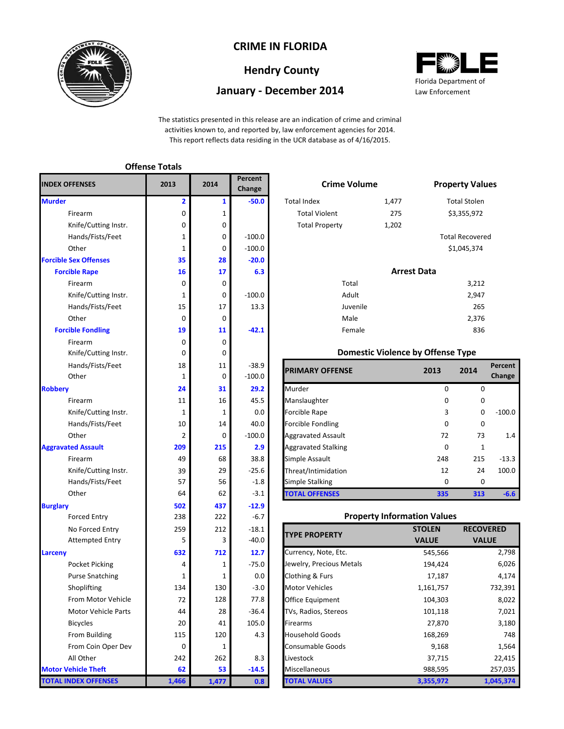# CRIME IN FLORIDA

## Hendry County

## January - December 2014

Florida Department of Law Enforcement

The statistics presented in this release are an indication of crime and criminal activities known to, and reported by, law enforcement agencies for 2014. This report reflects data residing in the UCR database as of 4/16/2015.

### Offense Totals

| INDEX OFFENSES | 2013 | 2014 | Percent Change |
|---|---|---|---|
| **Murder** | **2** | **1** | **-50.0** |
| Firearm | 0 | 1 | |
| Knife/Cutting Instr. | 0 | 0 | |
| Hands/Fists/Feet | 1 | 0 | -100.0 |
| Other | 1 | 0 | -100.0 |
| **Forcible Sex Offenses** | **35** | **28** | **-20.0** |
| **Forcible Rape** | **16** | **17** | **6.3** |
| Firearm | 0 | 0 | |
| Knife/Cutting Instr. | 1 | 0 | -100.0 |
| Hands/Fists/Feet | 15 | 17 | 13.3 |
| Other | 0 | 0 | |
| **Forcible Fondling** | **19** | **11** | **-42.1** |
| Firearm | 0 | 0 | |
| Knife/Cutting Instr. | 0 | 0 | |
| Hands/Fists/Feet | 18 | 11 | -38.9 |
| Other | 1 | 0 | -100.0 |
| **Robbery** | **24** | **31** | **29.2** |
| Firearm | 11 | 16 | 45.5 |
| Knife/Cutting Instr. | 1 | 1 | 0.0 |
| Hands/Fists/Feet | 10 | 14 | 40.0 |
| Other | 2 | 0 | -100.0 |
| **Aggravated Assault** | **209** | **215** | **2.9** |
| Firearm | 49 | 68 | 38.8 |
| Knife/Cutting Instr. | 39 | 29 | -25.6 |
| Hands/Fists/Feet | 57 | 56 | -1.8 |
| Other | 64 | 62 | -3.1 |
| **Burglary** | **502** | **437** | **-12.9** |
| Forced Entry | 238 | 222 | -6.7 |
| No Forced Entry | 259 | 212 | -18.1 |
| Attempted Entry | 5 | 3 | -40.0 |
| **Larceny** | **632** | **712** | **12.7** |
| Pocket Picking | 4 | 1 | -75.0 |
| Purse Snatching | 1 | 1 | 0.0 |
| Shoplifting | 134 | 130 | -3.0 |
| From Motor Vehicle | 72 | 128 | 77.8 |
| Motor Vehicle Parts | 44 | 28 | -36.4 |
| Bicycles | 20 | 41 | 105.0 |
| From Building | 115 | 120 | 4.3 |
| From Coin Oper Dev | 0 | 1 | |
| All Other | 242 | 262 | 8.3 |
| **Motor Vehicle Theft** | **62** | **53** | **-14.5** |
| **TOTAL INDEX OFFENSES** | **1,466** | **1,477** | **0.8** |

### Crime Volume

| | |
|---|---|
| Total Index | 1,477 |
| Total Violent | 275 |
| Total Property | 1,202 |

### Property Values

| | |
|---|---|
| Total Stolen | $3,355,972 |
| Total Recovered | $1,045,374 |

### Arrest Data

| | |
|---|---|
| Total | 3,212 |
| Adult | 2,947 |
| Juvenile | 265 |
| Male | 2,376 |
| Female | 836 |

### Domestic Violence by Offense Type

| PRIMARY OFFENSE | 2013 | 2014 | Percent Change |
|---|---|---|---|
| Murder | 0 | 0 | |
| Manslaughter | 0 | 0 | |
| Forcible Rape | 3 | 0 | -100.0 |
| Forcible Fondling | 0 | 0 | |
| Aggravated Assault | 72 | 73 | 1.4 |
| Aggravated Stalking | 0 | 1 | |
| Simple Assault | 248 | 215 | -13.3 |
| Threat/Intimidation | 12 | 24 | 100.0 |
| Simple Stalking | 0 | 0 | |
| **TOTAL OFFENSES** | **335** | **313** | **-6.6** |

### Property Information Values

| TYPE PROPERTY | STOLEN VALUE | RECOVERED VALUE |
|---|---|---|
| Currency, Note, Etc. | 545,566 | 2,798 |
| Jewelry, Precious Metals | 194,424 | 6,026 |
| Clothing & Furs | 17,187 | 4,174 |
| Motor Vehicles | 1,161,757 | 732,391 |
| Office Equipment | 104,303 | 8,022 |
| TVs, Radios, Stereos | 101,118 | 7,021 |
| Firearms | 27,870 | 3,180 |
| Household Goods | 168,269 | 748 |
| Consumable Goods | 9,168 | 1,564 |
| Livestock | 37,715 | 22,415 |
| Miscellaneous | 988,595 | 257,035 |
| **TOTAL VALUES** | **3,355,972** | **1,045,374** |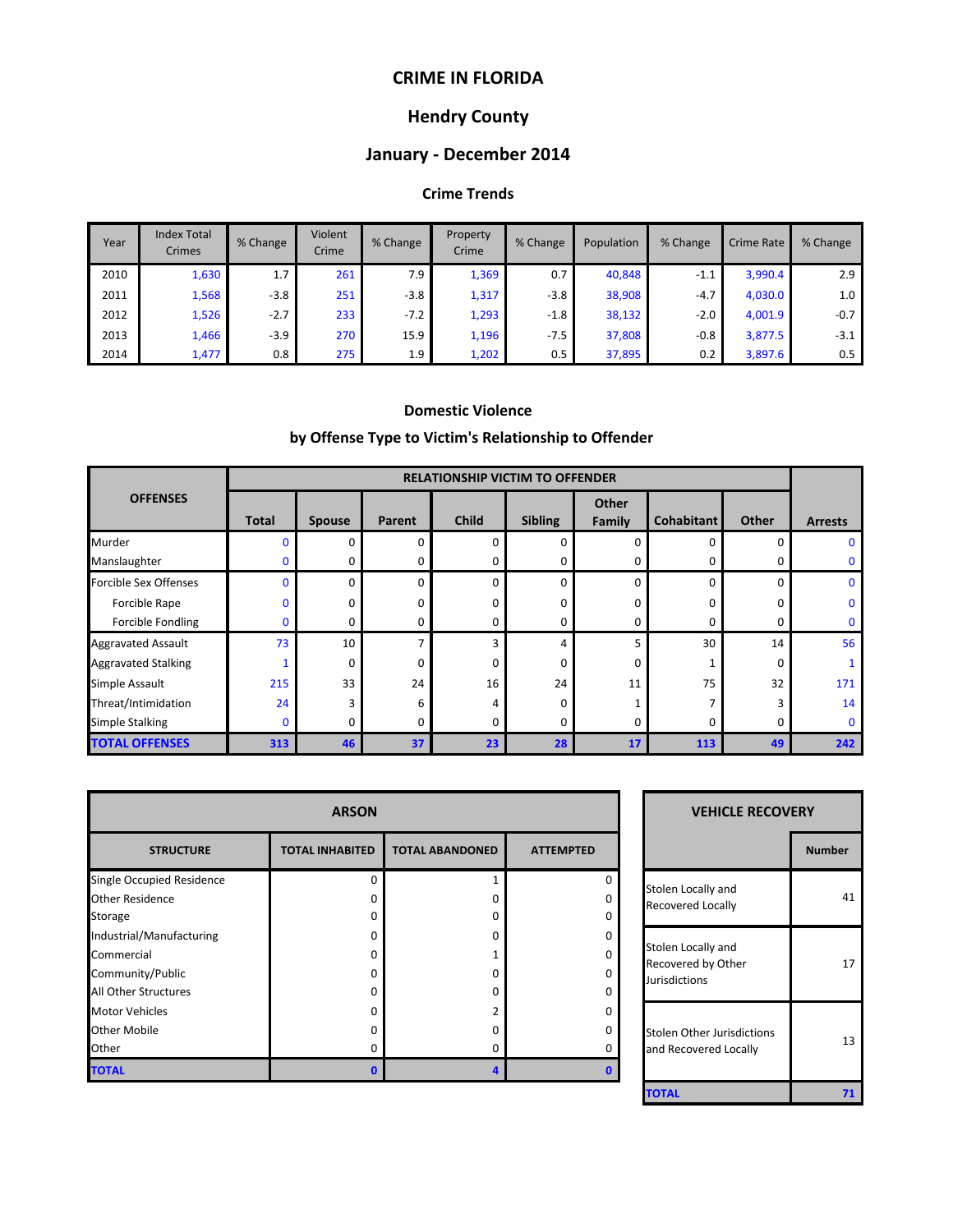# CRIME IN FLORIDA

## Hendry County

## January - December 2014

### Crime Trends

| Year | Index Total Crimes | % Change | Violent Crime | % Change | Property Crime | % Change | Population | % Change | Crime Rate | % Change |
|---|---|---|---|---|---|---|---|---|---|---|
| 2010 | 1,630 | 1.7 | 261 | 7.9 | 1,369 | 0.7 | 40,848 | -1.1 | 3,990.4 | 2.9 |
| 2011 | 1,568 | -3.8 | 251 | -3.8 | 1,317 | -3.8 | 38,908 | -4.7 | 4,030.0 | 1.0 |
| 2012 | 1,526 | -2.7 | 233 | -7.2 | 1,293 | -1.8 | 38,132 | -2.0 | 4,001.9 | -0.7 |
| 2013 | 1,466 | -3.9 | 270 | 15.9 | 1,196 | -7.5 | 37,808 | -0.8 | 3,877.5 | -3.1 |
| 2014 | 1,477 | 0.8 | 275 | 1.9 | 1,202 | 0.5 | 37,895 | 0.2 | 3,897.6 | 0.5 |

### Domestic Violence

### by Offense Type to Victim's Relationship to Offender

| OFFENSES | RELATIONSHIP VICTIM TO OFFENDER | | | | | | | | |
|---|---|---|---|---|---|---|---|---|---|
| | Total | Spouse | Parent | Child | Sibling | Other Family | Cohabitant | Other | Arrests |
| Murder | 0 | 0 | 0 | 0 | 0 | 0 | 0 | 0 | 0 |
| Manslaughter | 0 | 0 | 0 | 0 | 0 | 0 | 0 | 0 | 0 |
| Forcible Sex Offenses | 0 | 0 | 0 | 0 | 0 | 0 | 0 | 0 | 0 |
| Forcible Rape | 0 | 0 | 0 | 0 | 0 | 0 | 0 | 0 | 0 |
| Forcible Fondling | 0 | 0 | 0 | 0 | 0 | 0 | 0 | 0 | 0 |
| Aggravated Assault | 73 | 10 | 7 | 3 | 4 | 5 | 30 | 14 | 56 |
| Aggravated Stalking | 1 | 0 | 0 | 0 | 0 | 0 | 1 | 0 | 1 |
| Simple Assault | 215 | 33 | 24 | 16 | 24 | 11 | 75 | 32 | 171 |
| Threat/Intimidation | 24 | 3 | 6 | 4 | 0 | 1 | 7 | 3 | 14 |
| Simple Stalking | 0 | 0 | 0 | 0 | 0 | 0 | 0 | 0 | 0 |
| TOTAL OFFENSES | 313 | 46 | 37 | 23 | 28 | 17 | 113 | 49 | 242 |

| ARSON | | | |
|---|---|---|---|
| STRUCTURE | TOTAL INHABITED | TOTAL ABANDONED | ATTEMPTED |
| Single Occupied Residence | 0 | 1 | 0 |
| Other Residence | 0 | 0 | 0 |
| Storage | 0 | 0 | 0 |
| Industrial/Manufacturing | 0 | 0 | 0 |
| Commercial | 0 | 1 | 0 |
| Community/Public | 0 | 0 | 0 |
| All Other Structures | 0 | 0 | 0 |
| Motor Vehicles | 0 | 2 | 0 |
| Other Mobile | 0 | 0 | 0 |
| Other | 0 | 0 | 0 |
| TOTAL | 0 | 4 | 0 |

| VEHICLE RECOVERY | |
|---|---|
| | Number |
| Stolen Locally and Recovered Locally | 41 |
| Stolen Locally and Recovered by Other Jurisdictions | 17 |
| Stolen Other Jurisdictions and Recovered Locally | 13 |
| TOTAL | 71 |